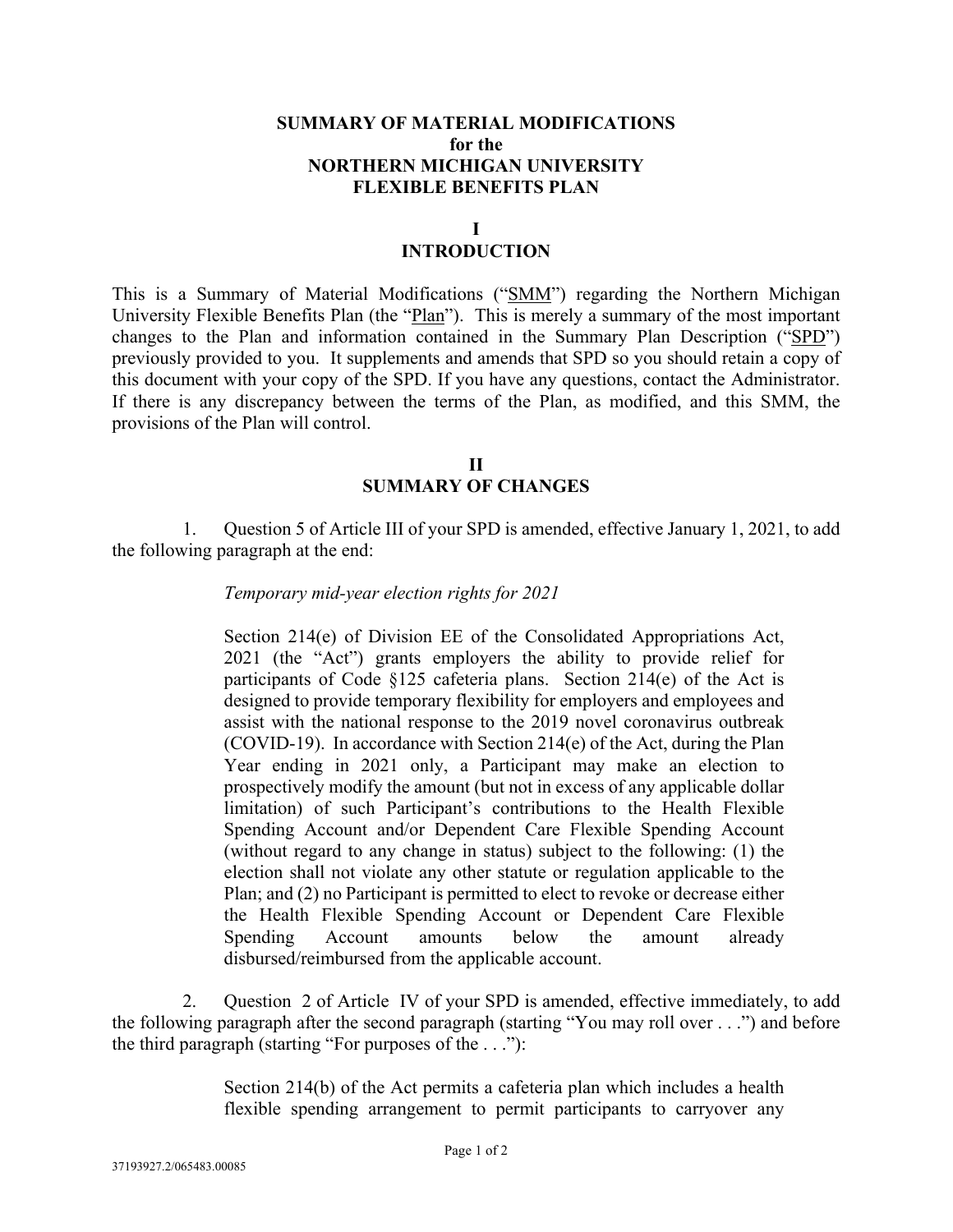# SUMMARY OF MATERIAL MODIFICATIONS
# for the
# NORTHERN MICHIGAN UNIVERSITY
# FLEXIBLE BENEFITS PLAN

## I
## INTRODUCTION

This is a Summary of Material Modifications ("SMM") regarding the Northern Michigan University Flexible Benefits Plan (the "Plan"). This is merely a summary of the most important changes to the Plan and information contained in the Summary Plan Description ("SPD") previously provided to you. It supplements and amends that SPD so you should retain a copy of this document with your copy of the SPD. If you have any questions, contact the Administrator. If there is any discrepancy between the terms of the Plan, as modified, and this SMM, the provisions of the Plan will control.

## II
## SUMMARY OF CHANGES

1. Question 5 of Article III of your SPD is amended, effective January 1, 2021, to add the following paragraph at the end:

> *Temporary mid-year election rights for 2021*
>
> Section 214(e) of Division EE of the Consolidated Appropriations Act, 2021 (the "Act") grants employers the ability to provide relief for participants of Code §125 cafeteria plans. Section 214(e) of the Act is designed to provide temporary flexibility for employers and employees and assist with the national response to the 2019 novel coronavirus outbreak (COVID-19). In accordance with Section 214(e) of the Act, during the Plan Year ending in 2021 only, a Participant may make an election to prospectively modify the amount (but not in excess of any applicable dollar limitation) of such Participant's contributions to the Health Flexible Spending Account and/or Dependent Care Flexible Spending Account (without regard to any change in status) subject to the following: (1) the election shall not violate any other statute or regulation applicable to the Plan; and (2) no Participant is permitted to elect to revoke or decrease either the Health Flexible Spending Account or Dependent Care Flexible Spending Account amounts below the amount already disbursed/reimbursed from the applicable account.

2. Question 2 of Article IV of your SPD is amended, effective immediately, to add the following paragraph after the second paragraph (starting "You may roll over . . .") and before the third paragraph (starting "For purposes of the . . ."):

> Section 214(b) of the Act permits a cafeteria plan which includes a health flexible spending arrangement to permit participants to carryover any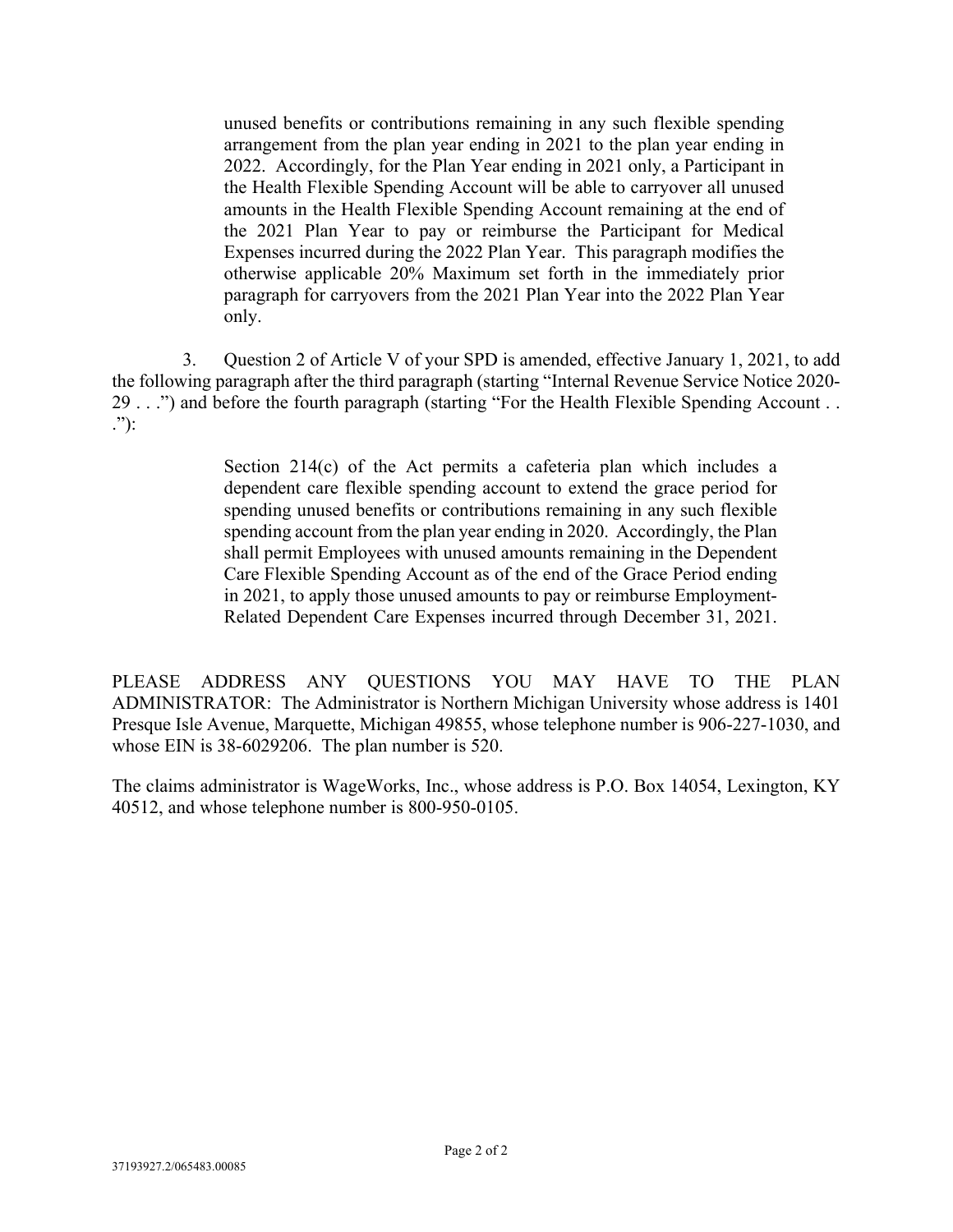unused benefits or contributions remaining in any such flexible spending arrangement from the plan year ending in 2021 to the plan year ending in 2022. Accordingly, for the Plan Year ending in 2021 only, a Participant in the Health Flexible Spending Account will be able to carryover all unused amounts in the Health Flexible Spending Account remaining at the end of the 2021 Plan Year to pay or reimburse the Participant for Medical Expenses incurred during the 2022 Plan Year. This paragraph modifies the otherwise applicable 20% Maximum set forth in the immediately prior paragraph for carryovers from the 2021 Plan Year into the 2022 Plan Year only.

3. Question 2 of Article V of your SPD is amended, effective January 1, 2021, to add the following paragraph after the third paragraph (starting "Internal Revenue Service Notice 2020-29 . . .") and before the fourth paragraph (starting "For the Health Flexible Spending Account . . ."):

> Section 214(c) of the Act permits a cafeteria plan which includes a dependent care flexible spending account to extend the grace period for spending unused benefits or contributions remaining in any such flexible spending account from the plan year ending in 2020. Accordingly, the Plan shall permit Employees with unused amounts remaining in the Dependent Care Flexible Spending Account as of the end of the Grace Period ending in 2021, to apply those unused amounts to pay or reimburse Employment-Related Dependent Care Expenses incurred through December 31, 2021.

PLEASE ADDRESS ANY QUESTIONS YOU MAY HAVE TO THE PLAN ADMINISTRATOR: The Administrator is Northern Michigan University whose address is 1401 Presque Isle Avenue, Marquette, Michigan 49855, whose telephone number is 906-227-1030, and whose EIN is 38-6029206. The plan number is 520.

The claims administrator is WageWorks, Inc., whose address is P.O. Box 14054, Lexington, KY 40512, and whose telephone number is 800-950-0105.

37193927.2/065483.00085